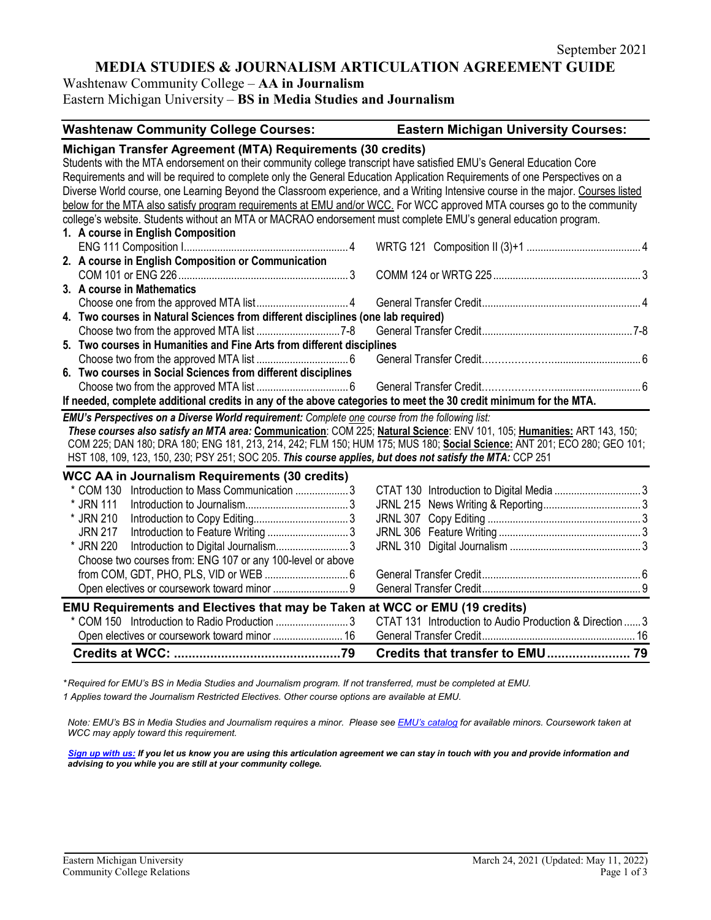September 2021

# MEDIA STUDIES & JOURNALISM ARTICULATION AGREEMENT GUIDE

Washtenaw Community College – **AA in Journalism**
Eastern Michigan University – **BS in Media Studies and Journalism**

| Washtenaw Community College Courses: | | Eastern Michigan University Courses: | |
|---|---|---|---|
| **Michigan Transfer Agreement (MTA) Requirements (30 credits)** | | | |

Students with the MTA endorsement on their community college transcript have satisfied EMU's General Education Core Requirements and will be required to complete only the General Education Application Requirements of one Perspectives on a Diverse World course, one Learning Beyond the Classroom experience, and a Writing Intensive course in the major. Courses listed below for the MTA also satisfy program requirements at EMU and/or WCC. For WCC approved MTA courses go to the community college's website. Students without an MTA or MACRAO endorsement must complete EMU's general education program.

| Washtenaw Community College Courses | Credits | Eastern Michigan University Courses | Credits |
|---|---|---|---|
| **1. A course in English Composition** | | | |
| ENG 111 Composition I | 4 | WRTG 121 Composition II (3)+1 | 4 |
| **2. A course in English Composition or Communication** | | | |
| COM 101 or ENG 226 | 3 | COMM 124 or WRTG 225 | 3 |
| **3. A course in Mathematics** | | | |
| Choose one from the approved MTA list | 4 | General Transfer Credit | 4 |
| **4. Two courses in Natural Sciences from different disciplines (one lab required)** | | | |
| Choose two from the approved MTA list | 7-8 | General Transfer Credit | 7-8 |
| **5. Two courses in Humanities and Fine Arts from different disciplines** | | | |
| Choose two from the approved MTA list | 6 | General Transfer Credit | 6 |
| **6. Two courses in Social Sciences from different disciplines** | | | |
| Choose two from the approved MTA list | 6 | General Transfer Credit | 6 |

**If needed, complete additional credits in any of the above categories to meet the 30 credit minimum for the MTA.**

***EMU's Perspectives on a Diverse World requirement:*** *Complete one course from the following list:*
***These courses also satisfy an MTA area:*** **Communication**: COM 225; **Natural Science**: ENV 101, 105; **Humanities:** ART 143, 150; COM 225; DAN 180; DRA 180; ENG 181, 213, 214, 242; FLM 150; HUM 175; MUS 180; **Social Science:** ANT 201; ECO 280; GEO 101; HST 108, 109, 123, 150, 230; PSY 251; SOC 205. ***This course applies, but does not satisfy the MTA:*** CCP 251

## WCC AA in Journalism Requirements (30 credits)

| Washtenaw Community College Courses | Credits | Eastern Michigan University Courses | Credits |
|---|---|---|---|
| * COM 130 Introduction to Mass Communication | 3 | CTAT 130 Introduction to Digital Media | 3 |
| * JRN 111 Introduction to Journalism | 3 | JRNL 215 News Writing & Reporting | 3 |
| * JRN 210 Introduction to Copy Editing | 3 | JRNL 307 Copy Editing | 3 |
| JRN 217 Introduction to Feature Writing | 3 | JRNL 306 Feature Writing | 3 |
| * JRN 220 Introduction to Digital Journalism | 3 | JRNL 310 Digital Journalism | 3 |
| Choose two courses from: ENG 107 or any 100-level or above from COM, GDT, PHO, PLS, VID or WEB | 6 | General Transfer Credit | 6 |
| Open electives or coursework toward minor | 9 | General Transfer Credit | 9 |

## EMU Requirements and Electives that may be Taken at WCC or EMU (19 credits)

| Washtenaw Community College Courses | Credits | Eastern Michigan University Courses | Credits |
|---|---|---|---|
| * COM 150 Introduction to Radio Production | 3 | CTAT 131 Introduction to Audio Production & Direction | 3 |
| Open electives or coursework toward minor | 16 | General Transfer Credit | 16 |
| **Credits at WCC:** | **79** | **Credits that transfer to EMU** | **79** |

*\*Required for EMU's BS in Media Studies and Journalism program. If not transferred, must be completed at EMU.*

*1 Applies toward the Journalism Restricted Electives. Other course options are available at EMU.*

*Note: EMU's BS in Media Studies and Journalism requires a minor. Please see EMU's catalog for available minors. Coursework taken at WCC may apply toward this requirement.*

***Sign up with us:*** ***If you let us know you are using this articulation agreement we can stay in touch with you and provide information and advising to you while you are still at your community college.***

Eastern Michigan University
Community College Relations

March 24, 2021 (Updated: May 11, 2022)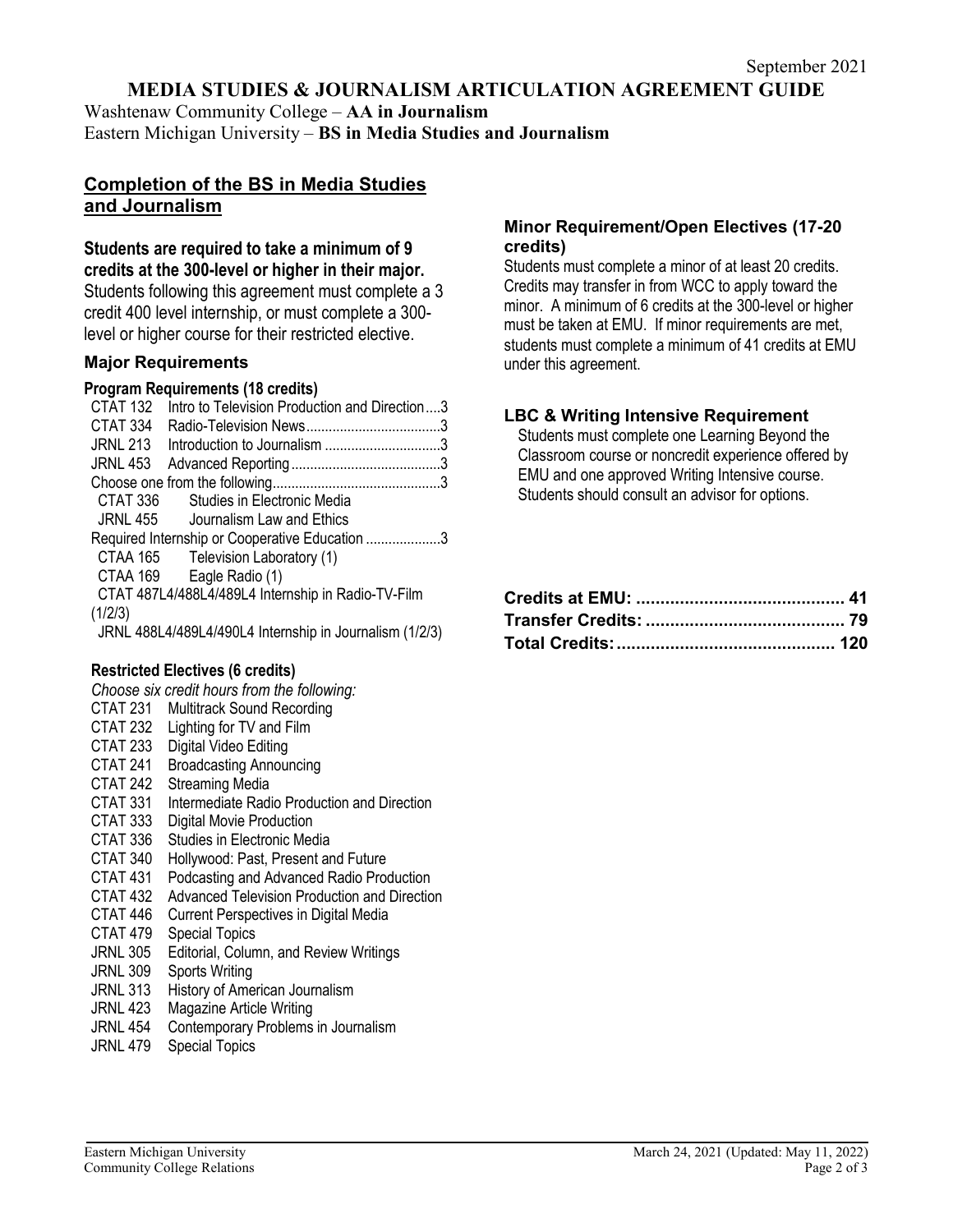September 2021

# MEDIA STUDIES & JOURNALISM ARTICULATION AGREEMENT GUIDE

Washtenaw Community College – **AA in Journalism**
Eastern Michigan University – **BS in Media Studies and Journalism**

## Completion of the BS in Media Studies and Journalism

**Students are required to take a minimum of 9 credits at the 300-level or higher in their major.** Students following this agreement must complete a 3 credit 400 level internship, or must complete a 300-level or higher course for their restricted elective.

### Major Requirements

#### Program Requirements (18 credits)

- CTAT 132 Intro to Television Production and Direction....3
- CTAT 334 Radio-Television News....3
- JRNL 213 Introduction to Journalism....3
- JRNL 453 Advanced Reporting....3
- Choose one from the following....3
  - CTAT 336 Studies in Electronic Media
  - JRNL 455 Journalism Law and Ethics
- Required Internship or Cooperative Education....3
  - CTAA 165 Television Laboratory (1)
  - CTAA 169 Eagle Radio (1)
  - CTAT 487L4/488L4/489L4 Internship in Radio-TV-Film (1/2/3)
  - JRNL 488L4/489L4/490L4 Internship in Journalism (1/2/3)

#### Restricted Electives (6 credits)

*Choose six credit hours from the following:*

- CTAT 231 Multitrack Sound Recording
- CTAT 232 Lighting for TV and Film
- CTAT 233 Digital Video Editing
- CTAT 241 Broadcasting Announcing
- CTAT 242 Streaming Media
- CTAT 331 Intermediate Radio Production and Direction
- CTAT 333 Digital Movie Production
- CTAT 336 Studies in Electronic Media
- CTAT 340 Hollywood: Past, Present and Future
- CTAT 431 Podcasting and Advanced Radio Production
- CTAT 432 Advanced Television Production and Direction
- CTAT 446 Current Perspectives in Digital Media
- CTAT 479 Special Topics
- JRNL 305 Editorial, Column, and Review Writings
- JRNL 309 Sports Writing
- JRNL 313 History of American Journalism
- JRNL 423 Magazine Article Writing
- JRNL 454 Contemporary Problems in Journalism
- JRNL 479 Special Topics

### Minor Requirement/Open Electives (17-20 credits)

Students must complete a minor of at least 20 credits. Credits may transfer in from WCC to apply toward the minor. A minimum of 6 credits at the 300-level or higher must be taken at EMU. If minor requirements are met, students must complete a minimum of 41 credits at EMU under this agreement.

### LBC & Writing Intensive Requirement

Students must complete one Learning Beyond the Classroom course or noncredit experience offered by EMU and one approved Writing Intensive course. Students should consult an advisor for options.

**Credits at EMU:** .... **41**
**Transfer Credits:** .... **79**
**Total Credits:** .... **120**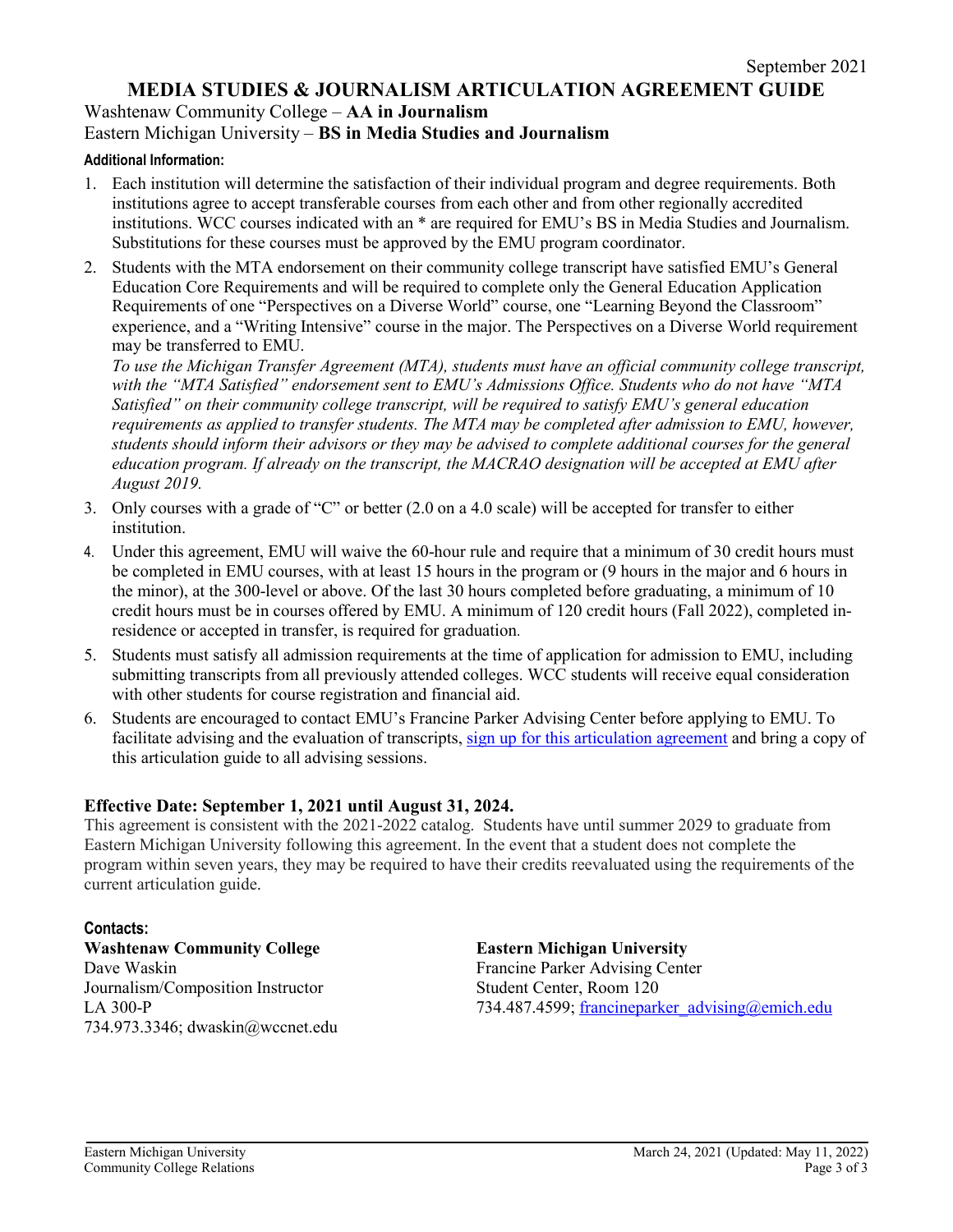September 2021

# MEDIA STUDIES & JOURNALISM ARTICULATION AGREEMENT GUIDE

Washtenaw Community College – **AA in Journalism**
Eastern Michigan University – **BS in Media Studies and Journalism**

**Additional Information:**

1. Each institution will determine the satisfaction of their individual program and degree requirements. Both institutions agree to accept transferable courses from each other and from other regionally accredited institutions. WCC courses indicated with an * are required for EMU's BS in Media Studies and Journalism. Substitutions for these courses must be approved by the EMU program coordinator.
2. Students with the MTA endorsement on their community college transcript have satisfied EMU's General Education Core Requirements and will be required to complete only the General Education Application Requirements of one "Perspectives on a Diverse World" course, one "Learning Beyond the Classroom" experience, and a "Writing Intensive" course in the major. The Perspectives on a Diverse World requirement may be transferred to EMU.
   *To use the Michigan Transfer Agreement (MTA), students must have an official community college transcript, with the "MTA Satisfied" endorsement sent to EMU's Admissions Office. Students who do not have "MTA Satisfied" on their community college transcript, will be required to satisfy EMU's general education requirements as applied to transfer students. The MTA may be completed after admission to EMU, however, students should inform their advisors or they may be advised to complete additional courses for the general education program. If already on the transcript, the MACRAO designation will be accepted at EMU after August 2019.*
3. Only courses with a grade of "C" or better (2.0 on a 4.0 scale) will be accepted for transfer to either institution.
4. Under this agreement, EMU will waive the 60-hour rule and require that a minimum of 30 credit hours must be completed in EMU courses, with at least 15 hours in the program or (9 hours in the major and 6 hours in the minor), at the 300-level or above. Of the last 30 hours completed before graduating, a minimum of 10 credit hours must be in courses offered by EMU. A minimum of 120 credit hours (Fall 2022), completed in-residence or accepted in transfer, is required for graduation.
5. Students must satisfy all admission requirements at the time of application for admission to EMU, including submitting transcripts from all previously attended colleges. WCC students will receive equal consideration with other students for course registration and financial aid.
6. Students are encouraged to contact EMU's Francine Parker Advising Center before applying to EMU. To facilitate advising and the evaluation of transcripts, sign up for this articulation agreement and bring a copy of this articulation guide to all advising sessions.

### Effective Date: September 1, 2021 until August 31, 2024.

This agreement is consistent with the 2021-2022 catalog. Students have until summer 2029 to graduate from Eastern Michigan University following this agreement. In the event that a student does not complete the program within seven years, they may be required to have their credits reevaluated using the requirements of the current articulation guide.

**Contacts:**

**Washtenaw Community College**
Dave Waskin
Journalism/Composition Instructor
LA 300-P
734.973.3346; dwaskin@wccnet.edu

**Eastern Michigan University**
Francine Parker Advising Center
Student Center, Room 120
734.487.4599; francineparker_advising@emich.edu